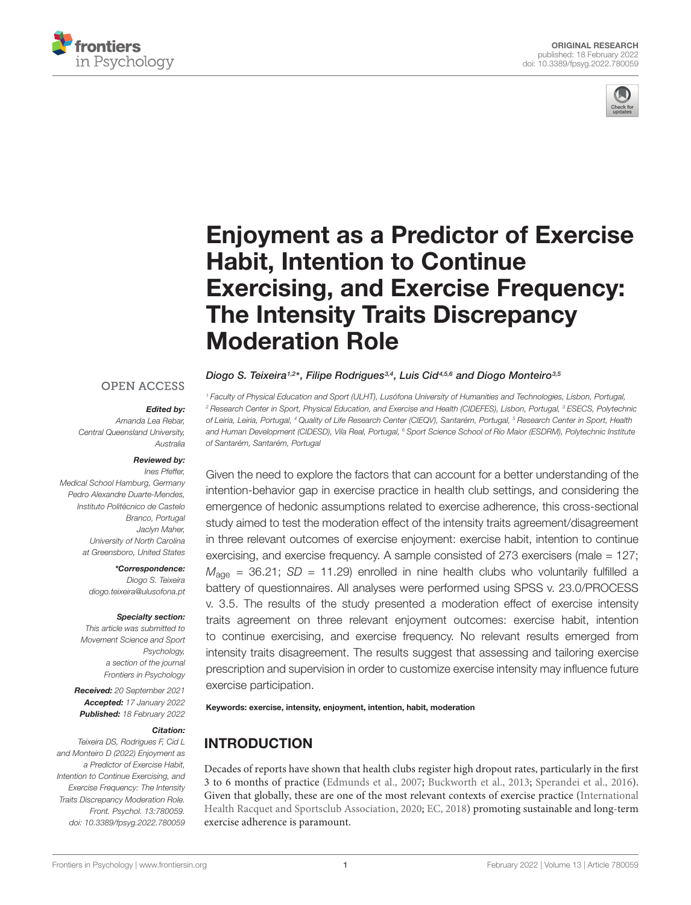ORIGINAL RESEARCH
published: 18 February 2022
doi: 10.3389/fpsyg.2022.780059

# Enjoyment as a Predictor of Exercise Habit, Intention to Continue Exercising, and Exercise Frequency: The Intensity Traits Discrepancy Moderation Role

*Diogo S. Teixeira[1,2]\*, Filipe Rodrigues[3,4], Luis Cid[4,5,6] and Diogo Monteiro[3,5]*

[1] Faculty of Physical Education and Sport (ULHT), Lusófona University of Humanities and Technologies, Lisbon, Portugal, [2] Research Center in Sport, Physical Education, and Exercise and Health (CIDEFES), Lisbon, Portugal, [3] ESECS, Polytechnic of Leiria, Leiria, Portugal, [4] Quality of Life Research Center (CIEQV), Santarém, Portugal, [5] Research Center in Sport, Health and Human Development (CIDESD), Vila Real, Portugal, [6] Sport Science School of Rio Maior (ESDRM), Polytechnic Institute of Santarém, Santarém, Portugal

OPEN ACCESS

**Edited by:**
Amanda Lea Rebar, Central Queensland University, Australia

**Reviewed by:**
Ines Pfeffer, Medical School Hamburg, Germany
Pedro Alexandre Duarte-Mendes, Instituto Politécnico de Castelo Branco, Portugal
Jaclyn Maher, University of North Carolina at Greensboro, United States

**\*Correspondence:**
Diogo S. Teixeira
diogo.teixeira@ulusofona.pt

**Specialty section:**
This article was submitted to Movement Science and Sport Psychology, a section of the journal Frontiers in Psychology

**Received:** 20 September 2021
**Accepted:** 17 January 2022
**Published:** 18 February 2022

**Citation:**
Teixeira DS, Rodrigues F, Cid L and Monteiro D (2022) Enjoyment as a Predictor of Exercise Habit, Intention to Continue Exercising, and Exercise Frequency: The Intensity Traits Discrepancy Moderation Role. Front. Psychol. 13:780059. doi: 10.3389/fpsyg.2022.780059

Given the need to explore the factors that can account for a better understanding of the intention-behavior gap in exercise practice in health club settings, and considering the emergence of hedonic assumptions related to exercise adherence, this cross-sectional study aimed to test the moderation effect of the intensity traits agreement/disagreement in three relevant outcomes of exercise enjoyment: exercise habit, intention to continue exercising, and exercise frequency. A sample consisted of 273 exercisers (male = 127; $M_{\text{age}}$ = 36.21; $SD$ = 11.29) enrolled in nine health clubs who voluntarily fulfilled a battery of questionnaires. All analyses were performed using SPSS v. 23.0/PROCESS v. 3.5. The results of the study presented a moderation effect of exercise intensity traits agreement on three relevant enjoyment outcomes: exercise habit, intention to continue exercising, and exercise frequency. No relevant results emerged from intensity traits disagreement. The results suggest that assessing and tailoring exercise prescription and supervision in order to customize exercise intensity may influence future exercise participation.

**Keywords: exercise, intensity, enjoyment, intention, habit, moderation**

## INTRODUCTION

Decades of reports have shown that health clubs register high dropout rates, particularly in the first 3 to 6 months of practice (Edmunds et al., 2007; Buckworth et al., 2013; Sperandei et al., 2016). Given that globally, these are one of the most relevant contexts of exercise practice (International Health Racquet and Sportsclub Association, 2020; EC, 2018) promoting sustainable and long-term exercise adherence is paramount.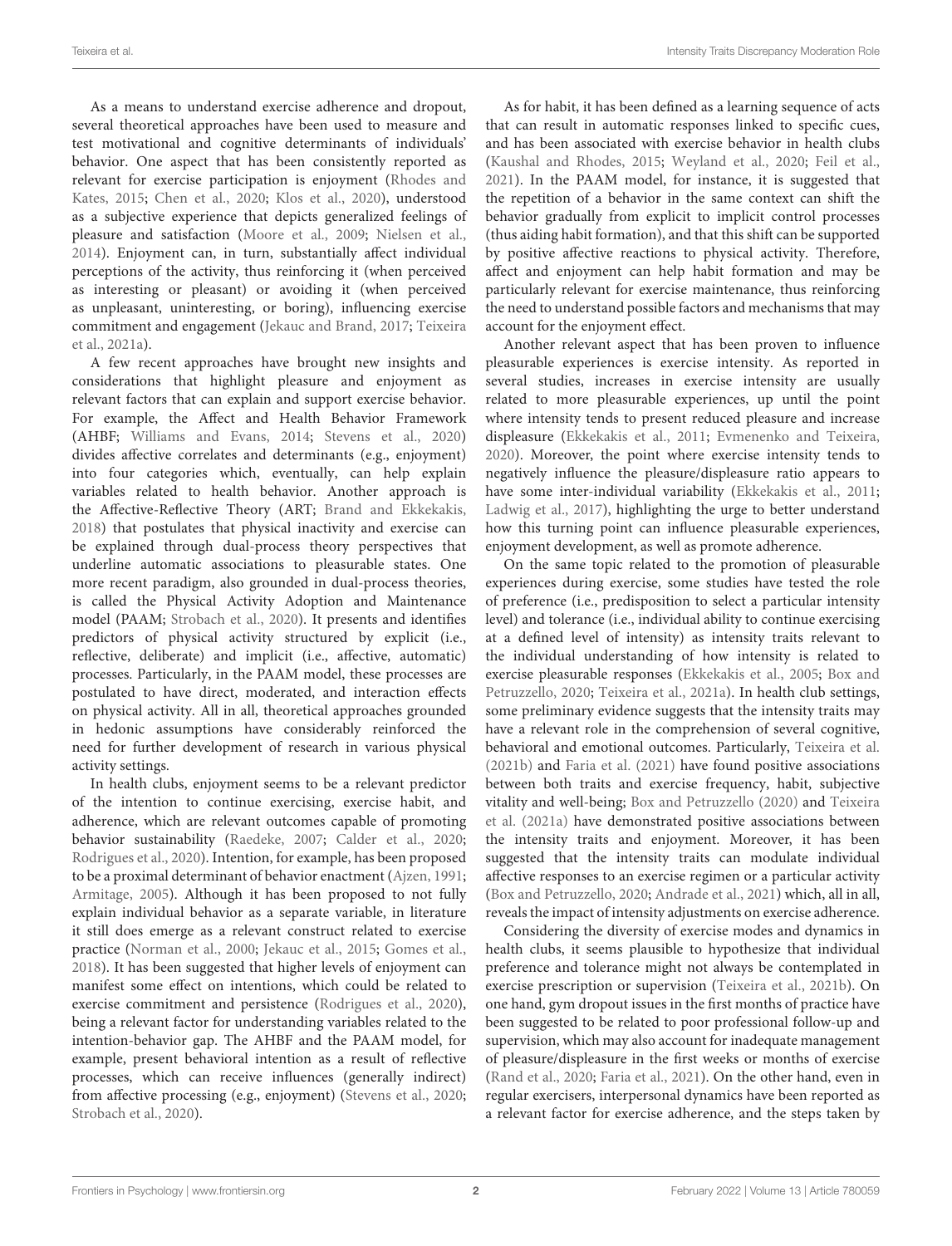As a means to understand exercise adherence and dropout, several theoretical approaches have been used to measure and test motivational and cognitive determinants of individuals' behavior. One aspect that has been consistently reported as relevant for exercise participation is enjoyment (Rhodes and Kates, 2015; Chen et al., 2020; Klos et al., 2020), understood as a subjective experience that depicts generalized feelings of pleasure and satisfaction (Moore et al., 2009; Nielsen et al., 2014). Enjoyment can, in turn, substantially affect individual perceptions of the activity, thus reinforcing it (when perceived as interesting or pleasant) or avoiding it (when perceived as unpleasant, uninteresting, or boring), influencing exercise commitment and engagement (Jekauc and Brand, 2017; Teixeira et al., 2021a).

A few recent approaches have brought new insights and considerations that highlight pleasure and enjoyment as relevant factors that can explain and support exercise behavior. For example, the Affect and Health Behavior Framework (AHBF; Williams and Evans, 2014; Stevens et al., 2020) divides affective correlates and determinants (e.g., enjoyment) into four categories which, eventually, can help explain variables related to health behavior. Another approach is the Affective-Reflective Theory (ART; Brand and Ekkekakis, 2018) that postulates that physical inactivity and exercise can be explained through dual-process theory perspectives that underline automatic associations to pleasurable states. One more recent paradigm, also grounded in dual-process theories, is called the Physical Activity Adoption and Maintenance model (PAAM; Strobach et al., 2020). It presents and identifies predictors of physical activity structured by explicit (i.e., reflective, deliberate) and implicit (i.e., affective, automatic) processes. Particularly, in the PAAM model, these processes are postulated to have direct, moderated, and interaction effects on physical activity. All in all, theoretical approaches grounded in hedonic assumptions have considerably reinforced the need for further development of research in various physical activity settings.

In health clubs, enjoyment seems to be a relevant predictor of the intention to continue exercising, exercise habit, and adherence, which are relevant outcomes capable of promoting behavior sustainability (Raedeke, 2007; Calder et al., 2020; Rodrigues et al., 2020). Intention, for example, has been proposed to be a proximal determinant of behavior enactment (Ajzen, 1991; Armitage, 2005). Although it has been proposed to not fully explain individual behavior as a separate variable, in literature it still does emerge as a relevant construct related to exercise practice (Norman et al., 2000; Jekauc et al., 2015; Gomes et al., 2018). It has been suggested that higher levels of enjoyment can manifest some effect on intentions, which could be related to exercise commitment and persistence (Rodrigues et al., 2020), being a relevant factor for understanding variables related to the intention-behavior gap. The AHBF and the PAAM model, for example, present behavioral intention as a result of reflective processes, which can receive influences (generally indirect) from affective processing (e.g., enjoyment) (Stevens et al., 2020; Strobach et al., 2020).

As for habit, it has been defined as a learning sequence of acts that can result in automatic responses linked to specific cues, and has been associated with exercise behavior in health clubs (Kaushal and Rhodes, 2015; Weyland et al., 2020; Feil et al., 2021). In the PAAM model, for instance, it is suggested that the repetition of a behavior in the same context can shift the behavior gradually from explicit to implicit control processes (thus aiding habit formation), and that this shift can be supported by positive affective reactions to physical activity. Therefore, affect and enjoyment can help habit formation and may be particularly relevant for exercise maintenance, thus reinforcing the need to understand possible factors and mechanisms that may account for the enjoyment effect.

Another relevant aspect that has been proven to influence pleasurable experiences is exercise intensity. As reported in several studies, increases in exercise intensity are usually related to more pleasurable experiences, up until the point where intensity tends to present reduced pleasure and increase displeasure (Ekkekakis et al., 2011; Evmenenko and Teixeira, 2020). Moreover, the point where exercise intensity tends to negatively influence the pleasure/displeasure ratio appears to have some inter-individual variability (Ekkekakis et al., 2011; Ladwig et al., 2017), highlighting the urge to better understand how this turning point can influence pleasurable experiences, enjoyment development, as well as promote adherence.

On the same topic related to the promotion of pleasurable experiences during exercise, some studies have tested the role of preference (i.e., predisposition to select a particular intensity level) and tolerance (i.e., individual ability to continue exercising at a defined level of intensity) as intensity traits relevant to the individual understanding of how intensity is related to exercise pleasurable responses (Ekkekakis et al., 2005; Box and Petruzzello, 2020; Teixeira et al., 2021a). In health club settings, some preliminary evidence suggests that the intensity traits may have a relevant role in the comprehension of several cognitive, behavioral and emotional outcomes. Particularly, Teixeira et al. (2021b) and Faria et al. (2021) have found positive associations between both traits and exercise frequency, habit, subjective vitality and well-being; Box and Petruzzello (2020) and Teixeira et al. (2021a) have demonstrated positive associations between the intensity traits and enjoyment. Moreover, it has been suggested that the intensity traits can modulate individual affective responses to an exercise regimen or a particular activity (Box and Petruzzello, 2020; Andrade et al., 2021) which, all in all, reveals the impact of intensity adjustments on exercise adherence.

Considering the diversity of exercise modes and dynamics in health clubs, it seems plausible to hypothesize that individual preference and tolerance might not always be contemplated in exercise prescription or supervision (Teixeira et al., 2021b). On one hand, gym dropout issues in the first months of practice have been suggested to be related to poor professional follow-up and supervision, which may also account for inadequate management of pleasure/displeasure in the first weeks or months of exercise (Rand et al., 2020; Faria et al., 2021). On the other hand, even in regular exercisers, interpersonal dynamics have been reported as a relevant factor for exercise adherence, and the steps taken by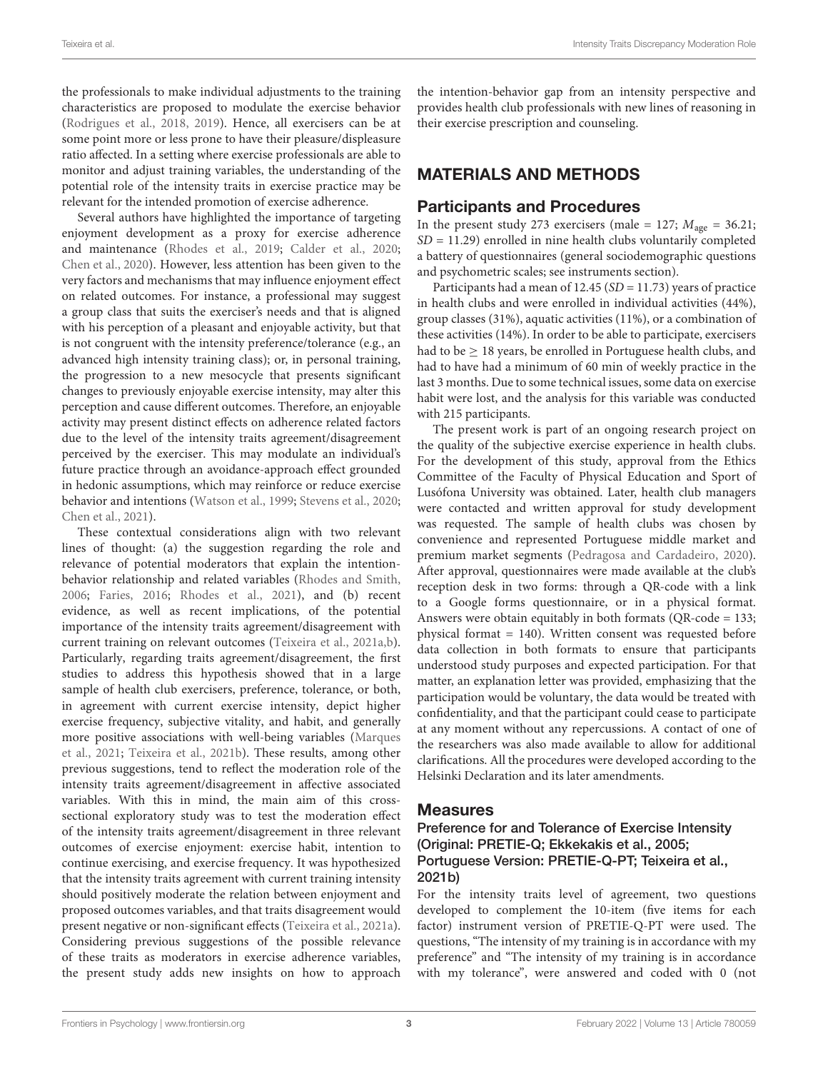the professionals to make individual adjustments to the training characteristics are proposed to modulate the exercise behavior (Rodrigues et al., 2018, 2019). Hence, all exercisers can be at some point more or less prone to have their pleasure/displeasure ratio affected. In a setting where exercise professionals are able to monitor and adjust training variables, the understanding of the potential role of the intensity traits in exercise practice may be relevant for the intended promotion of exercise adherence.

Several authors have highlighted the importance of targeting enjoyment development as a proxy for exercise adherence and maintenance (Rhodes et al., 2019; Calder et al., 2020; Chen et al., 2020). However, less attention has been given to the very factors and mechanisms that may influence enjoyment effect on related outcomes. For instance, a professional may suggest a group class that suits the exerciser's needs and that is aligned with his perception of a pleasant and enjoyable activity, but that is not congruent with the intensity preference/tolerance (e.g., an advanced high intensity training class); or, in personal training, the progression to a new mesocycle that presents significant changes to previously enjoyable exercise intensity, may alter this perception and cause different outcomes. Therefore, an enjoyable activity may present distinct effects on adherence related factors due to the level of the intensity traits agreement/disagreement perceived by the exerciser. This may modulate an individual's future practice through an avoidance-approach effect grounded in hedonic assumptions, which may reinforce or reduce exercise behavior and intentions (Watson et al., 1999; Stevens et al., 2020; Chen et al., 2021).

These contextual considerations align with two relevant lines of thought: (a) the suggestion regarding the role and relevance of potential moderators that explain the intention-behavior relationship and related variables (Rhodes and Smith, 2006; Faries, 2016; Rhodes et al., 2021), and (b) recent evidence, as well as recent implications, of the potential importance of the intensity traits agreement/disagreement with current training on relevant outcomes (Teixeira et al., 2021a,b). Particularly, regarding traits agreement/disagreement, the first studies to address this hypothesis showed that in a large sample of health club exercisers, preference, tolerance, or both, in agreement with current exercise intensity, depict higher exercise frequency, subjective vitality, and habit, and generally more positive associations with well-being variables (Marques et al., 2021; Teixeira et al., 2021b). These results, among other previous suggestions, tend to reflect the moderation role of the intensity traits agreement/disagreement in affective associated variables. With this in mind, the main aim of this cross-sectional exploratory study was to test the moderation effect of the intensity traits agreement/disagreement in three relevant outcomes of exercise enjoyment: exercise habit, intention to continue exercising, and exercise frequency. It was hypothesized that the intensity traits agreement with current training intensity should positively moderate the relation between enjoyment and proposed outcomes variables, and that traits disagreement would present negative or non-significant effects (Teixeira et al., 2021a). Considering previous suggestions of the possible relevance of these traits as moderators in exercise adherence variables, the present study adds new insights on how to approach the intention-behavior gap from an intensity perspective and provides health club professionals with new lines of reasoning in their exercise prescription and counseling.

## MATERIALS AND METHODS

### Participants and Procedures

In the present study 273 exercisers (male = 127; $M_{age}$ = 36.21; $SD$ = 11.29) enrolled in nine health clubs voluntarily completed a battery of questionnaires (general sociodemographic questions and psychometric scales; see instruments section).

Participants had a mean of 12.45 ($SD$ = 11.73) years of practice in health clubs and were enrolled in individual activities (44%), group classes (31%), aquatic activities (11%), or a combination of these activities (14%). In order to be able to participate, exercisers had to be $\geq$ 18 years, be enrolled in Portuguese health clubs, and had to have had a minimum of 60 min of weekly practice in the last 3 months. Due to some technical issues, some data on exercise habit were lost, and the analysis for this variable was conducted with 215 participants.

The present work is part of an ongoing research project on the quality of the subjective exercise experience in health clubs. For the development of this study, approval from the Ethics Committee of the Faculty of Physical Education and Sport of Lusófona University was obtained. Later, health club managers were contacted and written approval for study development was requested. The sample of health clubs was chosen by convenience and represented Portuguese middle market and premium market segments (Pedragosa and Cardadeiro, 2020). After approval, questionnaires were made available at the club's reception desk in two forms: through a QR-code with a link to a Google forms questionnaire, or in a physical format. Answers were obtain equitably in both formats (QR-code = 133; physical format = 140). Written consent was requested before data collection in both formats to ensure that participants understood study purposes and expected participation. For that matter, an explanation letter was provided, emphasizing that the participation would be voluntary, the data would be treated with confidentiality, and that the participant could cease to participate at any moment without any repercussions. A contact of one of the researchers was also made available to allow for additional clarifications. All the procedures were developed according to the Helsinki Declaration and its later amendments.

### Measures

#### Preference for and Tolerance of Exercise Intensity (Original: PRETIE-Q; Ekkekakis et al., 2005; Portuguese Version: PRETIE-Q-PT; Teixeira et al., 2021b)

For the intensity traits level of agreement, two questions developed to complement the 10-item (five items for each factor) instrument version of PRETIE-Q-PT were used. The questions, "The intensity of my training is in accordance with my preference" and "The intensity of my training is in accordance with my tolerance", were answered and coded with 0 (not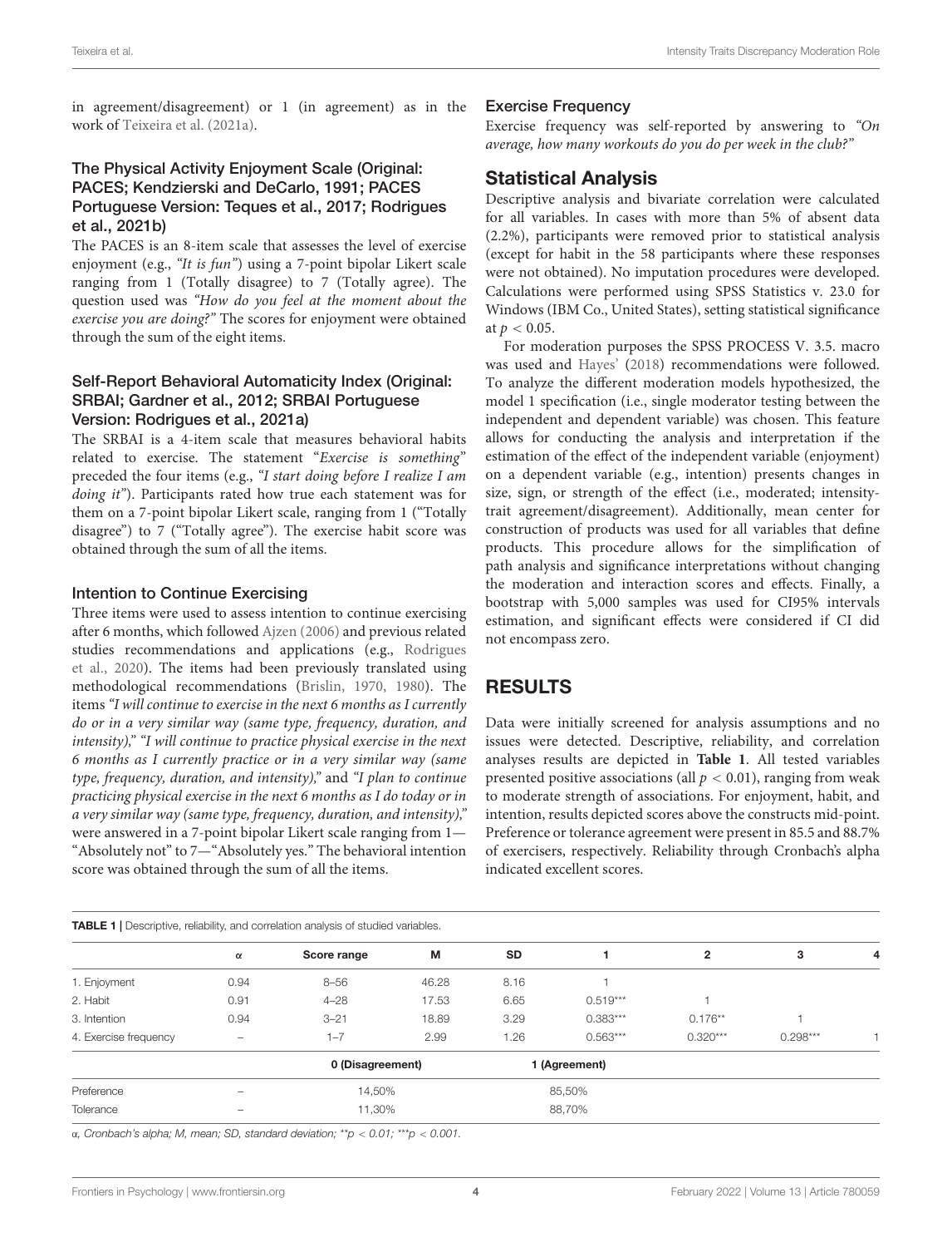in agreement/disagreement) or 1 (in agreement) as in the work of Teixeira et al. (2021a).

### The Physical Activity Enjoyment Scale (Original: PACES; Kendzierski and DeCarlo, 1991; PACES Portuguese Version: Teques et al., 2017; Rodrigues et al., 2021b)

The PACES is an 8-item scale that assesses the level of exercise enjoyment (e.g., *"It is fun"*) using a 7-point bipolar Likert scale ranging from 1 (Totally disagree) to 7 (Totally agree). The question used was *"How do you feel at the moment about the exercise you are doing?"* The scores for enjoyment were obtained through the sum of the eight items.

### Self-Report Behavioral Automaticity Index (Original: SRBAI; Gardner et al., 2012; SRBAI Portuguese Version: Rodrigues et al., 2021a)

The SRBAI is a 4-item scale that measures behavioral habits related to exercise. The statement "*Exercise is something*" preceded the four items (e.g., *"I start doing before I realize I am doing it"*). Participants rated how true each statement was for them on a 7-point bipolar Likert scale, ranging from 1 ("Totally disagree") to 7 ("Totally agree"). The exercise habit score was obtained through the sum of all the items.

### Intention to Continue Exercising

Three items were used to assess intention to continue exercising after 6 months, which followed Ajzen (2006) and previous related studies recommendations and applications (e.g., Rodrigues et al., 2020). The items had been previously translated using methodological recommendations (Brislin, 1970, 1980). The items *"I will continue to exercise in the next 6 months as I currently do or in a very similar way (same type, frequency, duration, and intensity)," "I will continue to practice physical exercise in the next 6 months as I currently practice or in a very similar way (same type, frequency, duration, and intensity),"* and *"I plan to continue practicing physical exercise in the next 6 months as I do today or in a very similar way (same type, frequency, duration, and intensity),"* were answered in a 7-point bipolar Likert scale ranging from 1—"Absolutely not" to 7—"Absolutely yes." The behavioral intention score was obtained through the sum of all the items.

### Exercise Frequency

Exercise frequency was self-reported by answering to *"On average, how many workouts do you do per week in the club?"*

## Statistical Analysis

Descriptive analysis and bivariate correlation were calculated for all variables. In cases with more than 5% of absent data (2.2%), participants were removed prior to statistical analysis (except for habit in the 58 participants where these responses were not obtained). No imputation procedures were developed. Calculations were performed using SPSS Statistics v. 23.0 for Windows (IBM Co., United States), setting statistical significance at $p < 0.05$.

For moderation purposes the SPSS PROCESS V. 3.5. macro was used and Hayes' (2018) recommendations were followed. To analyze the different moderation models hypothesized, the model 1 specification (i.e., single moderator testing between the independent and dependent variable) was chosen. This feature allows for conducting the analysis and interpretation if the estimation of the effect of the independent variable (enjoyment) on a dependent variable (e.g., intention) presents changes in size, sign, or strength of the effect (i.e., moderated; intensity-trait agreement/disagreement). Additionally, mean center for construction of products was used for all variables that define products. This procedure allows for the simplification of path analysis and significance interpretations without changing the moderation and interaction scores and effects. Finally, a bootstrap with 5,000 samples was used for CI95% intervals estimation, and significant effects were considered if CI did not encompass zero.

## RESULTS

Data were initially screened for analysis assumptions and no issues were detected. Descriptive, reliability, and correlation analyses results are depicted in **Table 1**. All tested variables presented positive associations (all $p < 0.01$), ranging from weak to moderate strength of associations. For enjoyment, habit, and intention, results depicted scores above the constructs mid-point. Preference or tolerance agreement were present in 85.5 and 88.7% of exercisers, respectively. Reliability through Cronbach's alpha indicated excellent scores.

**TABLE 1** | Descriptive, reliability, and correlation analysis of studied variables.

| | α | Score range | M | SD | 1 | 2 | 3 | 4 |
|---|---|---|---|---|---|---|---|---|
| 1. Enjoyment | 0.94 | 8–56 | 46.28 | 8.16 | 1 | | | |
| 2. Habit | 0.91 | 4–28 | 17.53 | 6.65 | 0.519*** | 1 | | |
| 3. Intention | 0.94 | 3–21 | 18.89 | 3.29 | 0.383*** | 0.176** | 1 | |
| 4. Exercise frequency | – | 1–7 | 2.99 | 1.26 | 0.563*** | 0.320*** | 0.298*** | 1 |
| | | 0 (Disagreement) | | 1 (Agreement) | | | | |
| Preference | – | 14,50% | | 85,50% | | | | |
| Tolerance | – | 11,30% | | 88,70% | | | | |

α, Cronbach's alpha; M, mean; SD, standard deviation; $^{**}p < 0.01$; $^{***}p < 0.001$.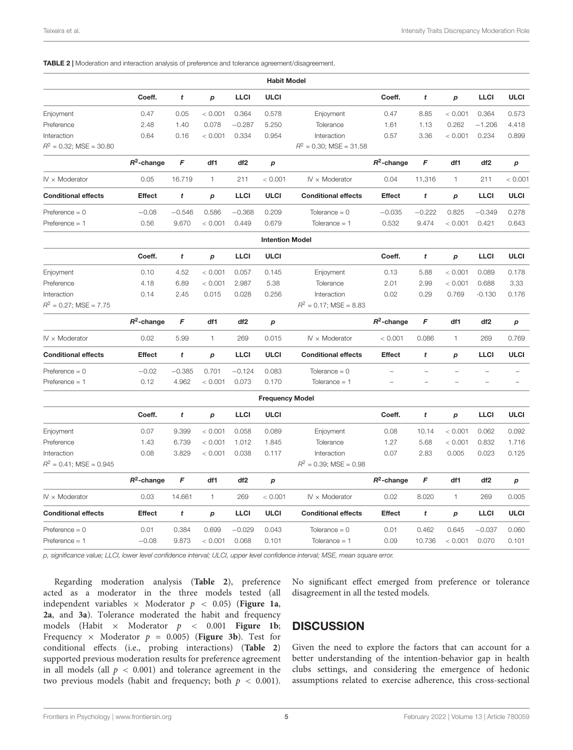**TABLE 2 |** Moderation and interaction analysis of preference and tolerance agreement/disagreement.

| | | | | | | | | | | |
|---|---|---|---|---|---|---|---|---|---|---|
| **Habit Model** | | | | | | | | | | |
| | **Coeff.** | ***t*** | ***p*** | **LLCI** | **ULCI** | | **Coeff.** | ***t*** | ***p*** | **LLCI** | **ULCI** |
| Enjoyment | 0.47 | 0.05 | < 0.001 | 0.364 | 0.578 | Enjoyment | 0.47 | 8.85 | < 0.001 | 0.364 | 0.573 |
| Preference | 2.48 | 1.40 | 0.078 | −0.287 | 5.250 | Tolerance | 1.61 | 1.13 | 0.262 | −1.206 | 4.418 |
| Interaction | 0.64 | 0.16 | < 0.001 | 0.334 | 0.954 | Interaction | 0.57 | 3.36 | < 0.001 | 0.234 | 0.899 |
| $R^2$ = 0.32; MSE = 30.80 | | | | | | $R^2$ = 0.30; MSE = 31.58 | | | | | |
| | **$R^2$-change** | ***F*** | **df1** | **df2** | ***p*** | | **$R^2$-change** | ***F*** | **df1** | **df2** | ***p*** |
| IV × Moderator | 0.05 | 16.719 | 1 | 211 | < 0.001 | IV × Moderator | 0.04 | 11,316 | 1 | 211 | < 0.001 |
| **Conditional effects** | **Effect** | ***t*** | ***p*** | **LLCI** | **ULCI** | **Conditional effects** | **Effect** | ***t*** | ***p*** | **LLCI** | **ULCI** |
| Preference = 0 | −0.08 | −0.546 | 0.586 | −0.368 | 0.209 | Tolerance = 0 | −0.035 | −0.222 | 0.825 | −0.349 | 0.278 |
| Preference = 1 | 0.56 | 9.670 | < 0.001 | 0.449 | 0.679 | Tolerance = 1 | 0.532 | 9.474 | < 0.001 | 0.421 | 0.643 |
| **Intention Model** | | | | | | | | | | | |
| | **Coeff.** | ***t*** | ***p*** | **LLCI** | **ULCI** | | **Coeff.** | ***t*** | ***p*** | **LLCI** | **ULCI** |
| Enjoyment | 0.10 | 4.52 | < 0.001 | 0.057 | 0.145 | Enjoyment | 0.13 | 5.88 | < 0.001 | 0.089 | 0.178 |
| Preference | 4.18 | 6.89 | < 0.001 | 2.987 | 5.38 | Tolerance | 2.01 | 2.99 | < 0.001 | 0.688 | 3.33 |
| Interaction | 0.14 | 2.45 | 0.015 | 0.028 | 0.256 | Interaction | 0.02 | 0.29 | 0.769 | -0.130 | 0.176 |
| $R^2$ = 0.27; MSE = 7.75 | | | | | | $R^2$ = 0.17; MSE = 8.83 | | | | | |
| | **$R^2$-change** | ***F*** | **df1** | **df2** | ***p*** | | **$R^2$-change** | ***F*** | **df1** | **df2** | ***p*** |
| IV × Moderator | 0.02 | 5.99 | 1 | 269 | 0.015 | IV × Moderator | < 0.001 | 0.086 | 1 | 269 | 0.769 |
| **Conditional effects** | **Effect** | ***t*** | ***p*** | **LLCI** | **ULCI** | **Conditional effects** | **Effect** | ***t*** | ***p*** | **LLCI** | **ULCI** |
| Preference = 0 | −0.02 | −0.385 | 0.701 | −0.124 | 0.083 | Tolerance = 0 | – | – | – | – | – |
| Preference = 1 | 0.12 | 4.962 | < 0.001 | 0.073 | 0.170 | Tolerance = 1 | – | – | – | – | – |
| **Frequency Model** | | | | | | | | | | | |
| | **Coeff.** | ***t*** | ***p*** | **LLCI** | **ULCI** | | **Coeff.** | ***t*** | ***p*** | **LLCI** | **ULCI** |
| Enjoyment | 0.07 | 9.399 | < 0.001 | 0.058 | 0.089 | Enjoyment | 0.08 | 10.14 | < 0.001 | 0.062 | 0.092 |
| Preference | 1.43 | 6.739 | < 0.001 | 1.012 | 1.845 | Tolerance | 1.27 | 5.68 | < 0.001 | 0.832 | 1.716 |
| Interaction | 0.08 | 3.829 | < 0.001 | 0.038 | 0.117 | Interaction | 0.07 | 2.83 | 0.005 | 0.023 | 0.125 |
| $R^2$ = 0.41; MSE = 0.945 | | | | | | $R^2$ = 0.39; MSE = 0.98 | | | | | |
| | **$R^2$-change** | ***F*** | **df1** | **df2** | ***p*** | | **$R^2$-change** | ***F*** | **df1** | **df2** | ***p*** |
| IV × Moderator | 0.03 | 14.661 | 1 | 269 | < 0.001 | IV × Moderator | 0.02 | 8.020 | 1 | 269 | 0.005 |
| **Conditional effects** | **Effect** | ***t*** | ***p*** | **LLCI** | **ULCI** | **Conditional effects** | **Effect** | ***t*** | ***p*** | **LLCI** | **ULCI** |
| Preference = 0 | 0.01 | 0.384 | 0.699 | −0.029 | 0.043 | Tolerance = 0 | 0.01 | 0.462 | 0.645 | −0.037 | 0.060 |
| Preference = 1 | −0.08 | 9.873 | < 0.001 | 0.068 | 0.101 | Tolerance = 1 | 0.09 | 10.736 | < 0.001 | 0.070 | 0.101 |

*p, significance value; LLCI, lower level confidence interval; ULCI, upper level confidence interval; MSE, mean square error.*

Regarding moderation analysis (**Table 2**), preference acted as a moderator in the three models tested (all independent variables × Moderator $p < 0.05$) (**Figure 1a**, **2a**, and **3a**). Tolerance moderated the habit and frequency models (Habit × Moderator $p < 0.001$ **Figure 1b**; Frequency × Moderator $p = 0.005$) (**Figure 3b**). Test for conditional effects (i.e., probing interactions) (**Table 2**) supported previous moderation results for preference agreement in all models (all $p < 0.001$) and tolerance agreement in the two previous models (habit and frequency; both $p < 0.001$). No significant effect emerged from preference or tolerance disagreement in all the tested models.

## DISCUSSION

Given the need to explore the factors that can account for a better understanding of the intention-behavior gap in health clubs settings, and considering the emergence of hedonic assumptions related to exercise adherence, this cross-sectional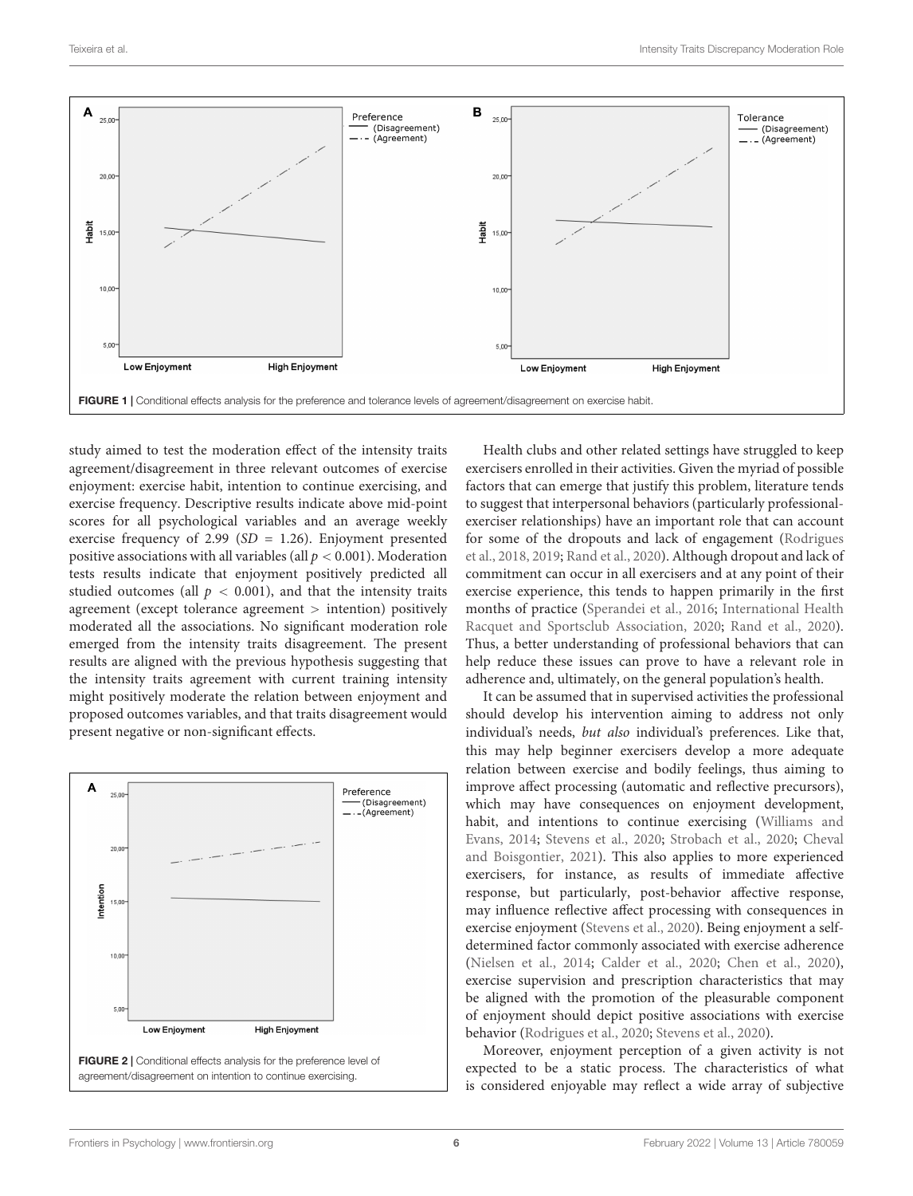FIGURE 1 | Conditional effects analysis for the preference and tolerance levels of agreement/disagreement on exercise habit.

study aimed to test the moderation effect of the intensity traits agreement/disagreement in three relevant outcomes of exercise enjoyment: exercise habit, intention to continue exercising, and exercise frequency. Descriptive results indicate above mid-point scores for all psychological variables and an average weekly exercise frequency of 2.99 ($SD$ = 1.26). Enjoyment presented positive associations with all variables (all $p < 0.001$). Moderation tests results indicate that enjoyment positively predicted all studied outcomes (all $p < 0.001$), and that the intensity traits agreement (except tolerance agreement > intention) positively moderated all the associations. No significant moderation role emerged from the intensity traits disagreement. The present results are aligned with the previous hypothesis suggesting that the intensity traits agreement with current training intensity might positively moderate the relation between enjoyment and proposed outcomes variables, and that traits disagreement would present negative or non-significant effects.

FIGURE 2 | Conditional effects analysis for the preference level of agreement/disagreement on intention to continue exercising.

Health clubs and other related settings have struggled to keep exercisers enrolled in their activities. Given the myriad of possible factors that can emerge that justify this problem, literature tends to suggest that interpersonal behaviors (particularly professional-exerciser relationships) have an important role that can account for some of the dropouts and lack of engagement (Rodrigues et al., 2018, 2019; Rand et al., 2020). Although dropout and lack of commitment can occur in all exercisers and at any point of their exercise experience, this tends to happen primarily in the first months of practice (Sperandei et al., 2016; International Health Racquet and Sportsclub Association, 2020; Rand et al., 2020). Thus, a better understanding of professional behaviors that can help reduce these issues can prove to have a relevant role in adherence and, ultimately, on the general population's health.

It can be assumed that in supervised activities the professional should develop his intervention aiming to address not only individual's needs, *but also* individual's preferences. Like that, this may help beginner exercisers develop a more adequate relation between exercise and bodily feelings, thus aiming to improve affect processing (automatic and reflective precursors), which may have consequences on enjoyment development, habit, and intentions to continue exercising (Williams and Evans, 2014; Stevens et al., 2020; Strobach et al., 2020; Cheval and Boisgontier, 2021). This also applies to more experienced exercisers, for instance, as results of immediate affective response, but particularly, post-behavior affective response, may influence reflective affect processing with consequences in exercise enjoyment (Stevens et al., 2020). Being enjoyment a self-determined factor commonly associated with exercise adherence (Nielsen et al., 2014; Calder et al., 2020; Chen et al., 2020), exercise supervision and prescription characteristics that may be aligned with the promotion of the pleasurable component of enjoyment should depict positive associations with exercise behavior (Rodrigues et al., 2020; Stevens et al., 2020).

Moreover, enjoyment perception of a given activity is not expected to be a static process. The characteristics of what is considered enjoyable may reflect a wide array of subjective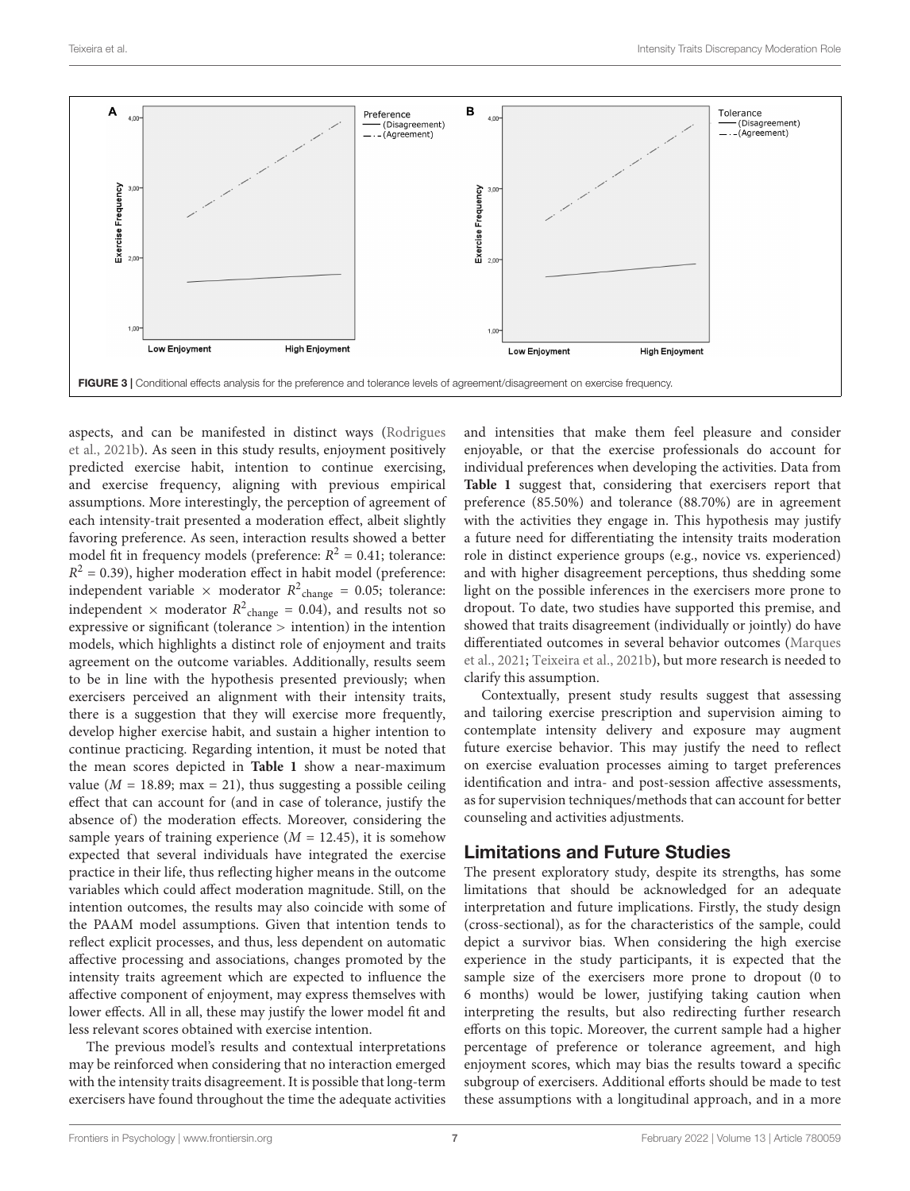FIGURE 3 | Conditional effects analysis for the preference and tolerance levels of agreement/disagreement on exercise frequency.

aspects, and can be manifested in distinct ways (Rodrigues et al., 2021b). As seen in this study results, enjoyment positively predicted exercise habit, intention to continue exercising, and exercise frequency, aligning with previous empirical assumptions. More interestingly, the perception of agreement of each intensity-trait presented a moderation effect, albeit slightly favoring preference. As seen, interaction results showed a better model fit in frequency models (preference: $R^2 = 0.41$; tolerance: $R^2 = 0.39$), higher moderation effect in habit model (preference: independent variable × moderator $R^2_{change} = 0.05$; tolerance: independent × moderator $R^2_{change} = 0.04$), and results not so expressive or significant (tolerance > intention) in the intention models, which highlights a distinct role of enjoyment and traits agreement on the outcome variables. Additionally, results seem to be in line with the hypothesis presented previously; when exercisers perceived an alignment with their intensity traits, there is a suggestion that they will exercise more frequently, develop higher exercise habit, and sustain a higher intention to continue practicing. Regarding intention, it must be noted that the mean scores depicted in **Table 1** show a near-maximum value ($M = 18.89$; max = 21), thus suggesting a possible ceiling effect that can account for (and in case of tolerance, justify the absence of) the moderation effects. Moreover, considering the sample years of training experience ($M = 12.45$), it is somehow expected that several individuals have integrated the exercise practice in their life, thus reflecting higher means in the outcome variables which could affect moderation magnitude. Still, on the intention outcomes, the results may also coincide with some of the PAAM model assumptions. Given that intention tends to reflect explicit processes, and thus, less dependent on automatic affective processing and associations, changes promoted by the intensity traits agreement which are expected to influence the affective component of enjoyment, may express themselves with lower effects. All in all, these may justify the lower model fit and less relevant scores obtained with exercise intention.

The previous model's results and contextual interpretations may be reinforced when considering that no interaction emerged with the intensity traits disagreement. It is possible that long-term exercisers have found throughout the time the adequate activities and intensities that make them feel pleasure and consider enjoyable, or that the exercise professionals do account for individual preferences when developing the activities. Data from **Table 1** suggest that, considering that exercisers report that preference (85.50%) and tolerance (88.70%) are in agreement with the activities they engage in. This hypothesis may justify a future need for differentiating the intensity traits moderation role in distinct experience groups (e.g., novice vs. experienced) and with higher disagreement perceptions, thus shedding some light on the possible inferences in the exercisers more prone to dropout. To date, two studies have supported this premise, and showed that traits disagreement (individually or jointly) do have differentiated outcomes in several behavior outcomes (Marques et al., 2021; Teixeira et al., 2021b), but more research is needed to clarify this assumption.

Contextually, present study results suggest that assessing and tailoring exercise prescription and supervision aiming to contemplate intensity delivery and exposure may augment future exercise behavior. This may justify the need to reflect on exercise evaluation processes aiming to target preferences identification and intra- and post-session affective assessments, as for supervision techniques/methods that can account for better counseling and activities adjustments.

## Limitations and Future Studies

The present exploratory study, despite its strengths, has some limitations that should be acknowledged for an adequate interpretation and future implications. Firstly, the study design (cross-sectional), as for the characteristics of the sample, could depict a survivor bias. When considering the high exercise experience in the study participants, it is expected that the sample size of the exercisers more prone to dropout (0 to 6 months) would be lower, justifying taking caution when interpreting the results, but also redirecting further research efforts on this topic. Moreover, the current sample had a higher percentage of preference or tolerance agreement, and high enjoyment scores, which may bias the results toward a specific subgroup of exercisers. Additional efforts should be made to test these assumptions with a longitudinal approach, and in a more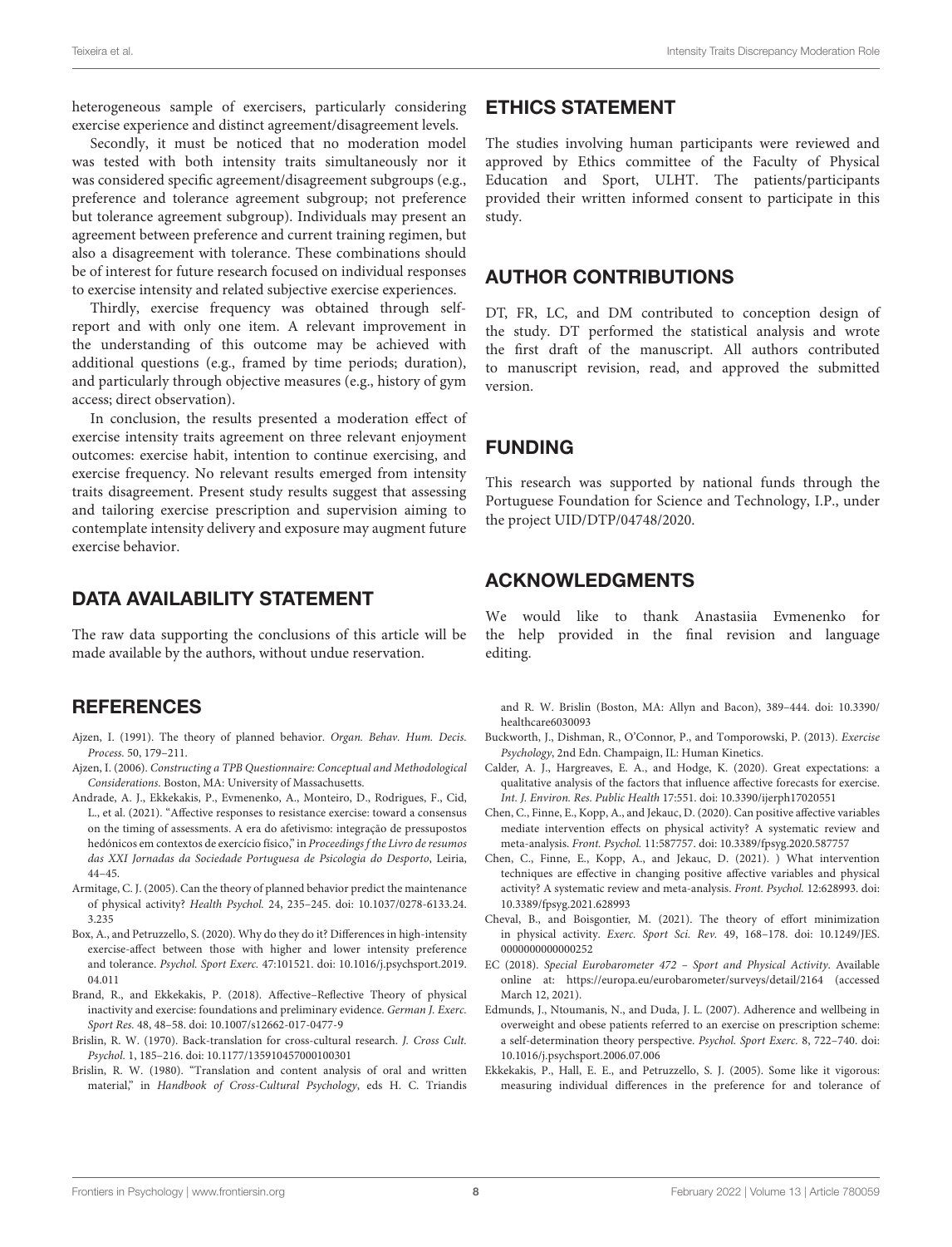heterogeneous sample of exercisers, particularly considering exercise experience and distinct agreement/disagreement levels.

Secondly, it must be noticed that no moderation model was tested with both intensity traits simultaneously nor it was considered specific agreement/disagreement subgroups (e.g., preference and tolerance agreement subgroup; not preference but tolerance agreement subgroup). Individuals may present an agreement between preference and current training regimen, but also a disagreement with tolerance. These combinations should be of interest for future research focused on individual responses to exercise intensity and related subjective exercise experiences.

Thirdly, exercise frequency was obtained through self-report and with only one item. A relevant improvement in the understanding of this outcome may be achieved with additional questions (e.g., framed by time periods; duration), and particularly through objective measures (e.g., history of gym access; direct observation).

In conclusion, the results presented a moderation effect of exercise intensity traits agreement on three relevant enjoyment outcomes: exercise habit, intention to continue exercising, and exercise frequency. No relevant results emerged from intensity traits disagreement. Present study results suggest that assessing and tailoring exercise prescription and supervision aiming to contemplate intensity delivery and exposure may augment future exercise behavior.

## DATA AVAILABILITY STATEMENT

The raw data supporting the conclusions of this article will be made available by the authors, without undue reservation.

## ETHICS STATEMENT

The studies involving human participants were reviewed and approved by Ethics committee of the Faculty of Physical Education and Sport, ULHT. The patients/participants provided their written informed consent to participate in this study.

## AUTHOR CONTRIBUTIONS

DT, FR, LC, and DM contributed to conception design of the study. DT performed the statistical analysis and wrote the first draft of the manuscript. All authors contributed to manuscript revision, read, and approved the submitted version.

## FUNDING

This research was supported by national funds through the Portuguese Foundation for Science and Technology, I.P., under the project UID/DTP/04748/2020.

## ACKNOWLEDGMENTS

We would like to thank Anastasiia Evmenenko for the help provided in the final revision and language editing.

## REFERENCES

Ajzen, I. (1991). The theory of planned behavior. *Organ. Behav. Hum. Decis. Process.* 50, 179–211.

Ajzen, I. (2006). *Constructing a TPB Questionnaire: Conceptual and Methodological Considerations*. Boston, MA: University of Massachusetts.

Andrade, A. J., Ekkekakis, P., Evmenenko, A., Monteiro, D., Rodrigues, F., Cid, L., et al. (2021). "Affective responses to resistance exercise: toward a consensus on the timing of assessments. A era do afetivismo: integração de pressupostos hedónicos em contextos de exercício físico," in *Proceedings f the Livro de resumos das XXI Jornadas da Sociedade Portuguesa de Psicologia do Desporto*, Leiria, 44–45.

Armitage, C. J. (2005). Can the theory of planned behavior predict the maintenance of physical activity? *Health Psychol.* 24, 235–245. doi: 10.1037/0278-6133.24.3.235

Box, A., and Petruzzello, S. (2020). Why do they do it? Differences in high-intensity exercise-affect between those with higher and lower intensity preference and tolerance. *Psychol. Sport Exerc.* 47:101521. doi: 10.1016/j.psychsport.2019.04.011

Brand, R., and Ekkekakis, P. (2018). Affective–Reflective Theory of physical inactivity and exercise: foundations and preliminary evidence. *German J. Exerc. Sport Res.* 48, 48–58. doi: 10.1007/s12662-017-0477-9

Brislin, R. W. (1970). Back-translation for cross-cultural research. *J. Cross Cult. Psychol.* 1, 185–216. doi: 10.1177/135910457000100301

Brislin, R. W. (1980). "Translation and content analysis of oral and written material," in *Handbook of Cross-Cultural Psychology*, eds H. C. Triandis and R. W. Brislin (Boston, MA: Allyn and Bacon), 389–444. doi: 10.3390/healthcare6030093

Buckworth, J., Dishman, R., O'Connor, P., and Tomporowski, P. (2013). *Exercise Psychology*, 2nd Edn. Champaign, IL: Human Kinetics.

Calder, A. J., Hargreaves, E. A., and Hodge, K. (2020). Great expectations: a qualitative analysis of the factors that influence affective forecasts for exercise. *Int. J. Environ. Res. Public Health* 17:551. doi: 10.3390/ijerph17020551

Chen, C., Finne, E., Kopp, A., and Jekauc, D. (2020). Can positive affective variables mediate intervention effects on physical activity? A systematic review and meta-analysis. *Front. Psychol.* 11:587757. doi: 10.3389/fpsyg.2020.587757

Chen, C., Finne, E., Kopp, A., and Jekauc, D. (2021). ) What intervention techniques are effective in changing positive affective variables and physical activity? A systematic review and meta-analysis. *Front. Psychol.* 12:628993. doi: 10.3389/fpsyg.2021.628993

Cheval, B., and Boisgontier, M. (2021). The theory of effort minimization in physical activity. *Exerc. Sport Sci. Rev.* 49, 168–178. doi: 10.1249/JES.0000000000000252

EC (2018). *Special Eurobarometer 472 – Sport and Physical Activity*. Available online at: https://europa.eu/eurobarometer/surveys/detail/2164 (accessed March 12, 2021).

Edmunds, J., Ntoumanis, N., and Duda, J. L. (2007). Adherence and wellbeing in overweight and obese patients referred to an exercise on prescription scheme: a self-determination theory perspective. *Psychol. Sport Exerc.* 8, 722–740. doi: 10.1016/j.psychsport.2006.07.006

Ekkekakis, P., Hall, E. E., and Petruzzello, S. J. (2005). Some like it vigorous: measuring individual differences in the preference for and tolerance of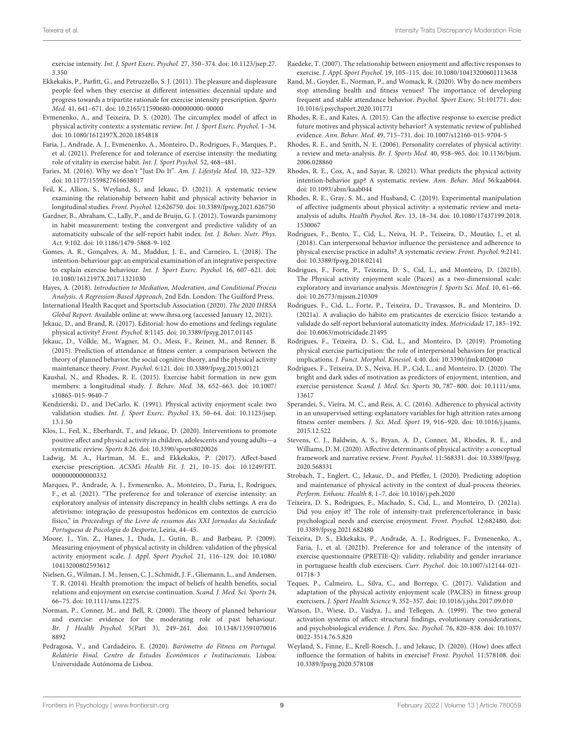exercise intensity. *Int. J. Sport Exerc. Psychol.* 27, 350–374. doi: 10.1123/jsep.27.3.350

Ekkekakis, P., Parfitt, G., and Petruzzello, S. J. (2011). The pleasure and displeasure people feel when they exercise at different intensities: decennial update and progress towards a tripartite rationale for exercise intensity prescription. *Sports Med.* 41, 641–671. doi: 10.2165/11590680-000000000-00000

Evmenenko, A., and Teixeira, D. S. (2020). The circumplex model of affect in physical activity contexts: a systematic review. *Int. J. Sport Exerc. Psychol.* 1–34. doi: 10.1080/1612197X.2020.1854818

Faria, J., Andrade, A. J., Evmenenko, A., Monteiro, D., Rodrigues, F., Marques, P., et al. (2021). Preference for and tolerance of exercise intensity: the mediating role of vitality in exercise habit. *Int. J. Sport Psychol.* 52, 468–481.

Faries, M. (2016). Why we don't "Just Do It". *Am. J. Lifestyle Med.* 10, 322–329. doi: 10.1177/1559827616638017

Feil, K., Allion, S., Weyland, S., and Jekauc, D. (2021). A systematic review examining the relationship between habit and physical activity behavior in longitudinal studies. *Front. Psychol.* 12:626750. doi: 10.3389/fpsyg.2021.626750

Gardner, B., Abraham, C., Lally, P., and de Bruijn, G. J. (2012). Towards parsimony in habit measurement: testing the convergent and predictive validity of an automaticity subscale of the self-report habit index. *Int. J. Behav. Nutr. Phys. Act.* 9:102. doi: 10.1186/1479-5868-9-102

Gomes, A. R., Gonçalves, A. M., Maddux, J. E., and Carneiro, L. (2018). The intention-behaviour gap: an empirical examination of an integrative perspective to explain exercise behaviour. *Int. J. Sport Exerc. Psychol.* 16, 607–621. doi: 10.1080/1612197X.2017.1321030

Hayes, A. (2018). *Introduction to Mediation, Moderation, and Conditional Process Analysis. A Regression-Based Approach*, 2nd Edn. London: The Guilford Press.

International Health Racquet and Sportsclub Association (2020). *The 2020 IHRSA Global Report*. Available online at: www.ihrsa.org (accessed January 12, 2021).

Jekauc, D., and Brand, R. (2017). Editorial: how do emotions and feelings regulate physical activity? *Front. Psychol.* 8:1145. doi: 10.3389/fpsyg.2017.01145

Jekauc, D., Völkle, M., Wagner, M. O., Mess, F., Reiner, M., and Renner, B. (2015). Prediction of attendance at fitness center: a comparison between the theory of planned behavior, the social cognitive theory, and the physical activity maintenance theory. *Front. Psychol.* 6:121. doi: 10.3389/fpsyg.2015.00121

Kaushal, N., and Rhodes, R. E. (2015). Exercise habit formation in new gym members: a longitudinal study. *J. Behav. Med.* 38, 652–663. doi: 10.1007/s10865-015-9640-7

Kendzierski, D., and DeCarlo, K. (1991). Physical activity enjoyment scale: two validation studies. *Int. J. Sport Exerc. Psychol* 13, 50–64. doi: 10.1123/jsep.13.1.50

Klos, L., Feil, K., Eberhardt, T., and Jekauc, D. (2020). Interventions to promote positive affect and physical activity in children, adolescents and young adults—a systematic review. *Sports* 8:26. doi: 10.3390/sports8020026

Ladwig, M. A., Hartman, M. E., and Ekkekakis, P. (2017). Affect-based exercise prescription. *ACSM's Health Fit. J.* 21, 10–15. doi: 10.1249/FIT.0000000000000332

Marques, P., Andrade, A. J., Evmenenko, A., Monteiro, D., Faria, J., Rodrigues, F., et al. (2021). "The preference for and tolerance of exercise intensity: an exploratory analysis of intensity discrepancy in health clubs settings. A era do afetivismo: integração de pressupostos hedónicos em contextos de exercício físico," in *Proceedings of the Livro de resumos das XXI Jornadas da Sociedade Portuguesa de Psicologia do Desporto*, Leiria, 44–45.

Moore, J., Yin, Z., Hanes, J., Duda, J., Gutin, B., and Barbeau, P. (2009). Measuring enjoyment of physical activity in children: validation of the physical activity enjoyment scale. *J. Appl. Sport Psychol.* 21, 116–129. doi: 10.1080/10413200802593612

Nielsen, G., Wilman, J. M., Jensen, C. J., Schmidt, J. F., Gliemann, L., and Andersen, T. R. (2014). Health promotion: the impact of beliefs of health benefits, social relations and enjoyment on exercise continuation. *Scand. J. Med. Sci. Sports* 24, 66–75. doi: 10.1111/sms.12275

Norman, P., Conner, M., and Bell, R. (2000). The theory of planned behaviour and exercise: evidence for the moderating role of past behaviour. *Br. J Health Psychol.* 5(Part 3), 249–261. doi: 10.1348/135910700168892

Pedragosa, V., and Cardadeiro, E. (2020). *Barómetro do Fitness em Portugal. Relatório Final. Centro de Estudos Económicos e Institucionais*. Lisboa: Universidade Autónoma de Lisboa.

Raedeke, T. (2007). The relationship between enjoyment and affective responses to exercise. *J. Appl. Sport Psychol.* 19, 105–115. doi: 10.1080/10413200601113638

Rand, M., Goyder, E., Norman, P., and Womack, R. (2020). Why do new members stop attending health and fitness venues? The importance of developing frequent and stable attendance behavior. *Psychol. Sport Exerc.* 51:101771. doi: 10.1016/j.psychsport.2020.101771

Rhodes, R. E., and Kates, A. (2015). Can the affective response to exercise predict future motives and physical activity behavior? A systematic review of published evidence. *Ann. Behav. Med.* 49, 715–731. doi: 10.1007/s12160-015-9704-5

Rhodes, R. E., and Smith, N. E. (2006). Personality correlates of physical activity: a review and meta-analysis. *Br. J. Sports Med.* 40, 958–965. doi: 10.1136/bjsm.2006.028860

Rhodes, R. E., Cox, A., and Sayar, R. (2021). What predicts the physical activity intention-behavior gap? A systematic review. *Ann. Behav. Med* 56:kaab044. doi: 10.1093/abm/kaab044

Rhodes, R. E., Gray, S. M., and Husband, C. (2019). Experimental manipulation of affective judgments about physical activity: a systematic review and meta-analysis of adults. *Health Psychol. Rev.* 13, 18–34. doi: 10.1080/17437199.2018.1530067

Rodrigues, F., Bento, T., Cid, L., Neiva, H. P., Teixeira, D., Moutão, J., et al. (2018). Can interpersonal behavior influence the persistence and adherence to physical exercise practice in adults? A systematic review. *Front. Psychol.* 9:2141. doi: 10.3389/fpsyg.2018.02141

Rodrigues, F., Forte, P., Teixeira, D. S., Cid, L., and Monteiro, D. (2021b). The Physical activity enjoyment scale (Paces) as a two-dimensional scale: exploratory and invariance analysis. *Montenegrin J. Sports Sci. Med.* 10, 61–66. doi: 10.26773/mjssm.210309

Rodrigues, F., Cid, L., Forte, P., Teixeira, D., Travassos, B., and Monteiro, D. (2021a). A avaliação do hábito em praticantes de exercício físico: testando a validade do self-report behavioral automaticity índex. *Motricidade* 17, 185–192. doi: 10.6063/motricidade.21495

Rodrigues, F., Teixeira, D. S., Cid, L., and Monteiro, D. (2019). Promoting physical exercise participation: the role of interpersonal behaviors for practical implications. *J. Funct. Morphol. Kinesiol.* 4:40. doi: 10.3390/jfmk4020040

Rodrigues, F., Teixeira, D. S., Neiva, H. P., Cid, L., and Monteiro, D. (2020). The bright and dark sides of motivation as predictors of enjoyment, intention, and exercise persistence. *Scand. J. Med. Sci. Sports* 30, 787–800. doi: 10.1111/sms.13617

Sperandei, S., Vieira, M. C., and Reis, A. C. (2016). Adherence to physical activity in an unsupervised setting: explanatory variables for high attrition rates among fitness center members. *J. Sci. Med. Sport* 19, 916–920. doi: 10.1016/j.jsams.2015.12.522

Stevens, C. J., Baldwin, A. S., Bryan, A. D., Conner, M., Rhodes, R. E., and Williams, D. M. (2020). Affective determinants of physical activity: a conceptual framework and narrative review. *Front. Psychol.* 11:568331. doi: 10.3389/fpsyg.2020.568331

Strobach, T., Englert, C., Jekauc, D., and Pfeffer, I. (2020). Predicting adoption and maintenance of physical activity in the context of dual-process theories. *Perform. Enhanc. Health* 8, 1–7. doi: 10.1016/j.peh.2020

Teixeira, D. S., Rodrigues, F., Machado, S., Cid, L., and Monteiro, D. (2021a). Did you enjoy it? The role of intensity-trait preference/tolerance in basic psychological needs and exercise enjoyment. *Front. Psychol.* 12:682480. doi: 10.3389/fpsyg.2021.682480

Teixeira, D. S., Ekkekakis, P., Andrade, A. J., Rodrigues, F., Evmenenko, A., Faria, J., et al. (2021b). Preference for and tolerance of the intensity of exercise questionnaire (PRETIE-Q): validity, reliability and gender invariance in portuguese health club exercisers. *Curr. Psychol.* doi: 10.1007/s12144-021-01718-3

Teques, P., Calmeiro, L., Silva, C., and Borrego, C. (2017). Validation and adaptation of the physical activity enjoyment scale (PACES) in fitness group exercisers. *J. Sport Health Science* 9, 352–357. doi: 10.1016/j.jshs.2017.09.010

Watson, D., Wiese, D., Vaidya, J., and Tellegen, A. (1999). The two general activation systems of affect: structural findings, evolutionary considerations, and psychobiological evidence. *J. Pers. Soc. Psychol.* 76, 820–838. doi: 10.1037/0022-3514.76.5.820

Weyland, S., Finne, E., Krell-Roesch, J., and Jekauc, D. (2020). (How) does affect influence the formation of habits in exercise? *Front. Psychol.* 11:578108. doi: 10.3389/fpsyg.2020.578108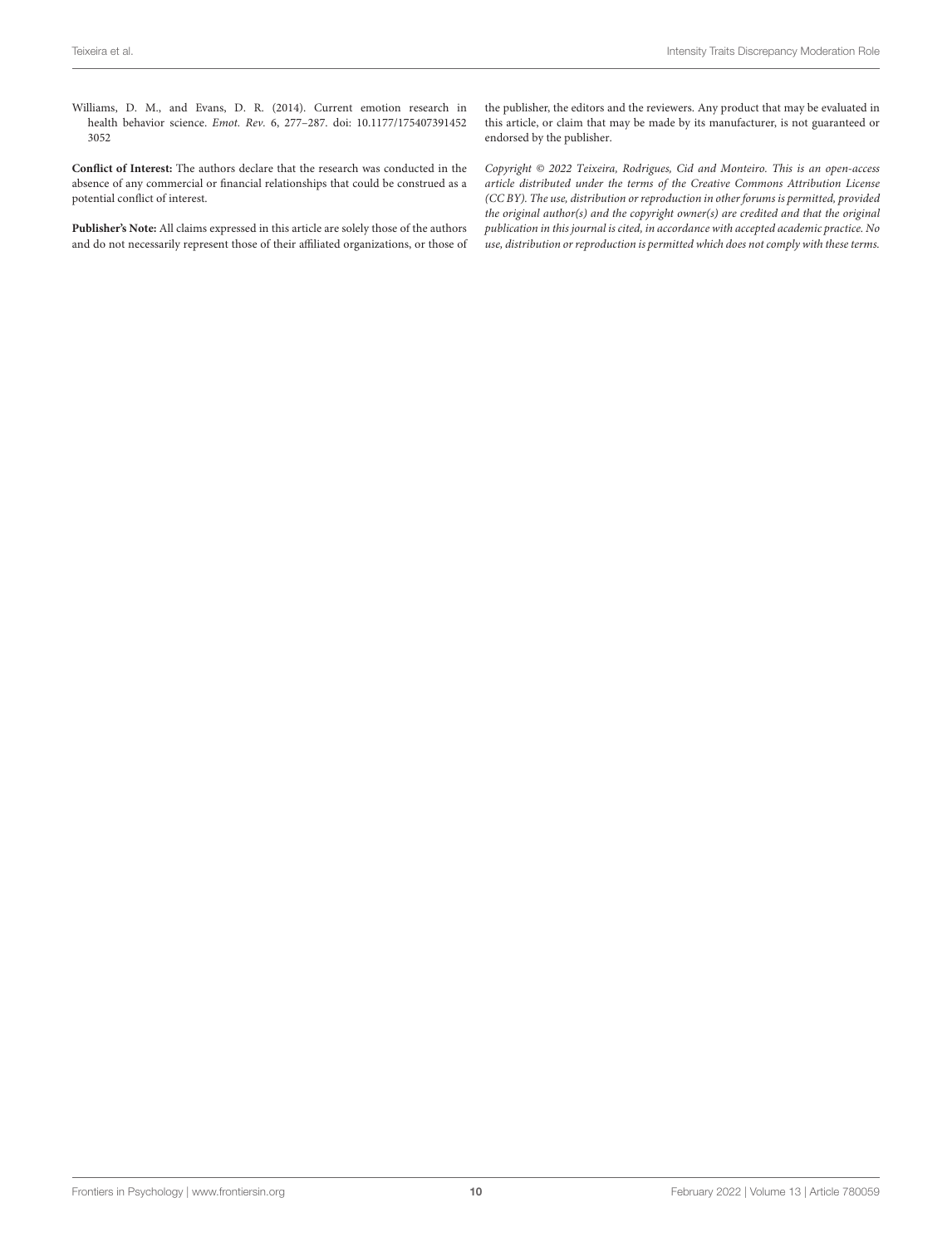Williams, D. M., and Evans, D. R. (2014). Current emotion research in health behavior science. *Emot. Rev.* 6, 277–287. doi: 10.1177/1754073914523052

**Conflict of Interest:** The authors declare that the research was conducted in the absence of any commercial or financial relationships that could be construed as a potential conflict of interest.

**Publisher's Note:** All claims expressed in this article are solely those of the authors and do not necessarily represent those of their affiliated organizations, or those of the publisher, the editors and the reviewers. Any product that may be evaluated in this article, or claim that may be made by its manufacturer, is not guaranteed or endorsed by the publisher.

*Copyright © 2022 Teixeira, Rodrigues, Cid and Monteiro. This is an open-access article distributed under the terms of the Creative Commons Attribution License (CC BY). The use, distribution or reproduction in other forums is permitted, provided the original author(s) and the copyright owner(s) are credited and that the original publication in this journal is cited, in accordance with accepted academic practice. No use, distribution or reproduction is permitted which does not comply with these terms.*